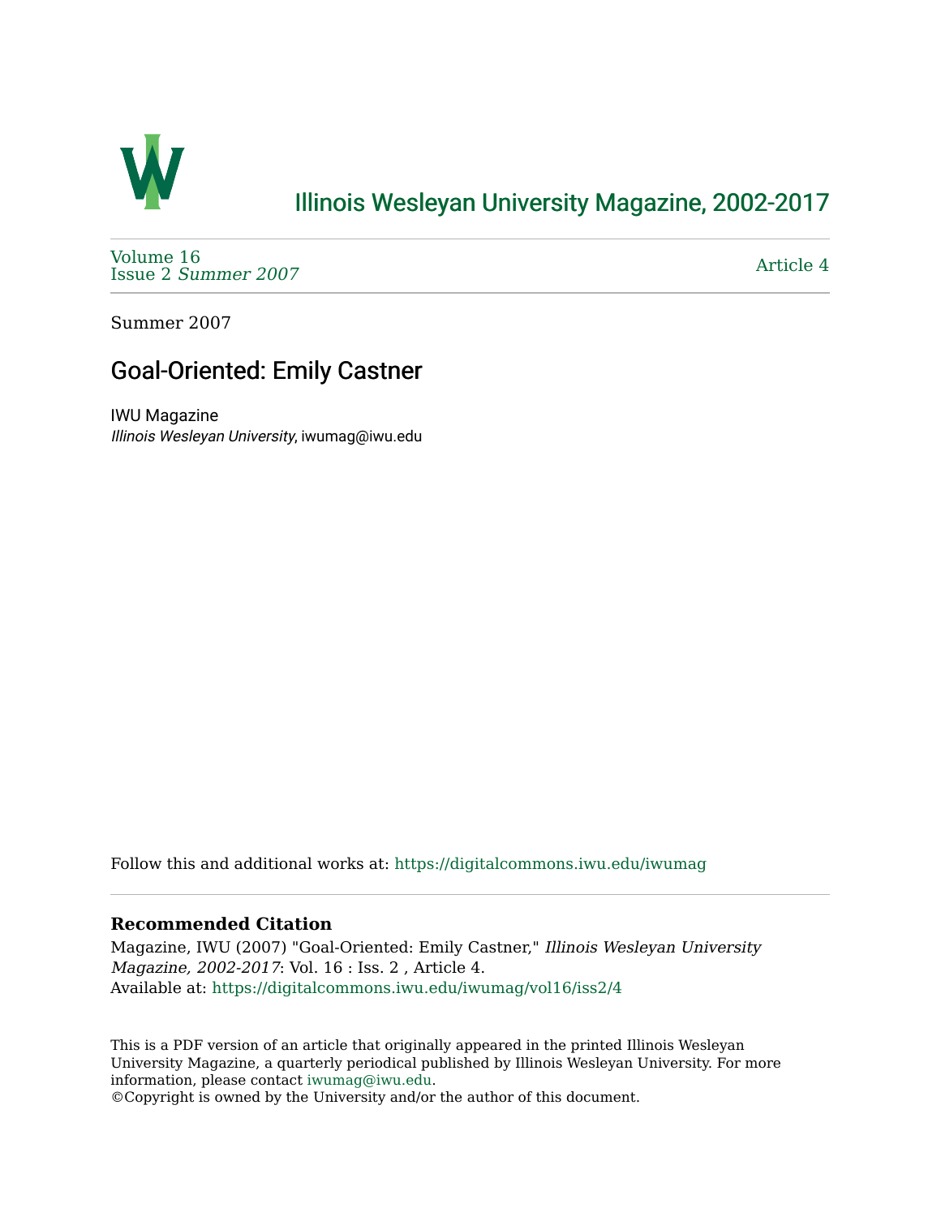# Illinois Wesleyan University Magazine, 2002-2017

Volume 16
Issue 2 *Summer 2007*

Article 4

Summer 2007

## Goal-Oriented: Emily Castner

IWU Magazine
*Illinois Wesleyan University*, iwumag@iwu.edu

Follow this and additional works at: https://digitalcommons.iwu.edu/iwumag

### Recommended Citation

Magazine, IWU (2007) "Goal-Oriented: Emily Castner," *Illinois Wesleyan University Magazine, 2002-2017*: Vol. 16 : Iss. 2 , Article 4.
Available at: https://digitalcommons.iwu.edu/iwumag/vol16/iss2/4

This is a PDF version of an article that originally appeared in the printed Illinois Wesleyan University Magazine, a quarterly periodical published by Illinois Wesleyan University. For more information, please contact iwumag@iwu.edu.
©Copyright is owned by the University and/or the author of this document.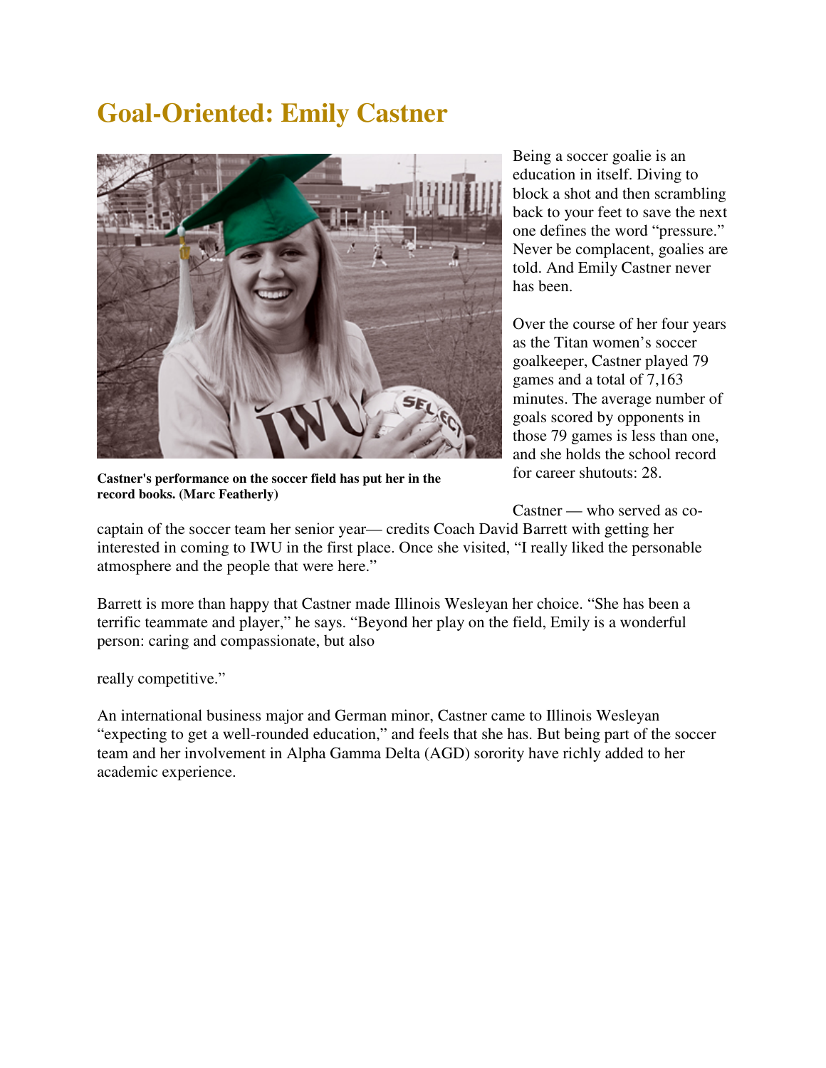# Goal-Oriented: Emily Castner

**Castner's performance on the soccer field has put her in the record books. (Marc Featherly)**

Being a soccer goalie is an education in itself. Diving to block a shot and then scrambling back to your feet to save the next one defines the word "pressure." Never be complacent, goalies are told. And Emily Castner never has been.

Over the course of her four years as the Titan women's soccer goalkeeper, Castner played 79 games and a total of 7,163 minutes. The average number of goals scored by opponents in those 79 games is less than one, and she holds the school record for career shutouts: 28.

Castner — who served as co-captain of the soccer team her senior year— credits Coach David Barrett with getting her interested in coming to IWU in the first place. Once she visited, "I really liked the personable atmosphere and the people that were here."

Barrett is more than happy that Castner made Illinois Wesleyan her choice. "She has been a terrific teammate and player," he says. "Beyond her play on the field, Emily is a wonderful person: caring and compassionate, but also

really competitive."

An international business major and German minor, Castner came to Illinois Wesleyan "expecting to get a well-rounded education," and feels that she has. But being part of the soccer team and her involvement in Alpha Gamma Delta (AGD) sorority have richly added to her academic experience.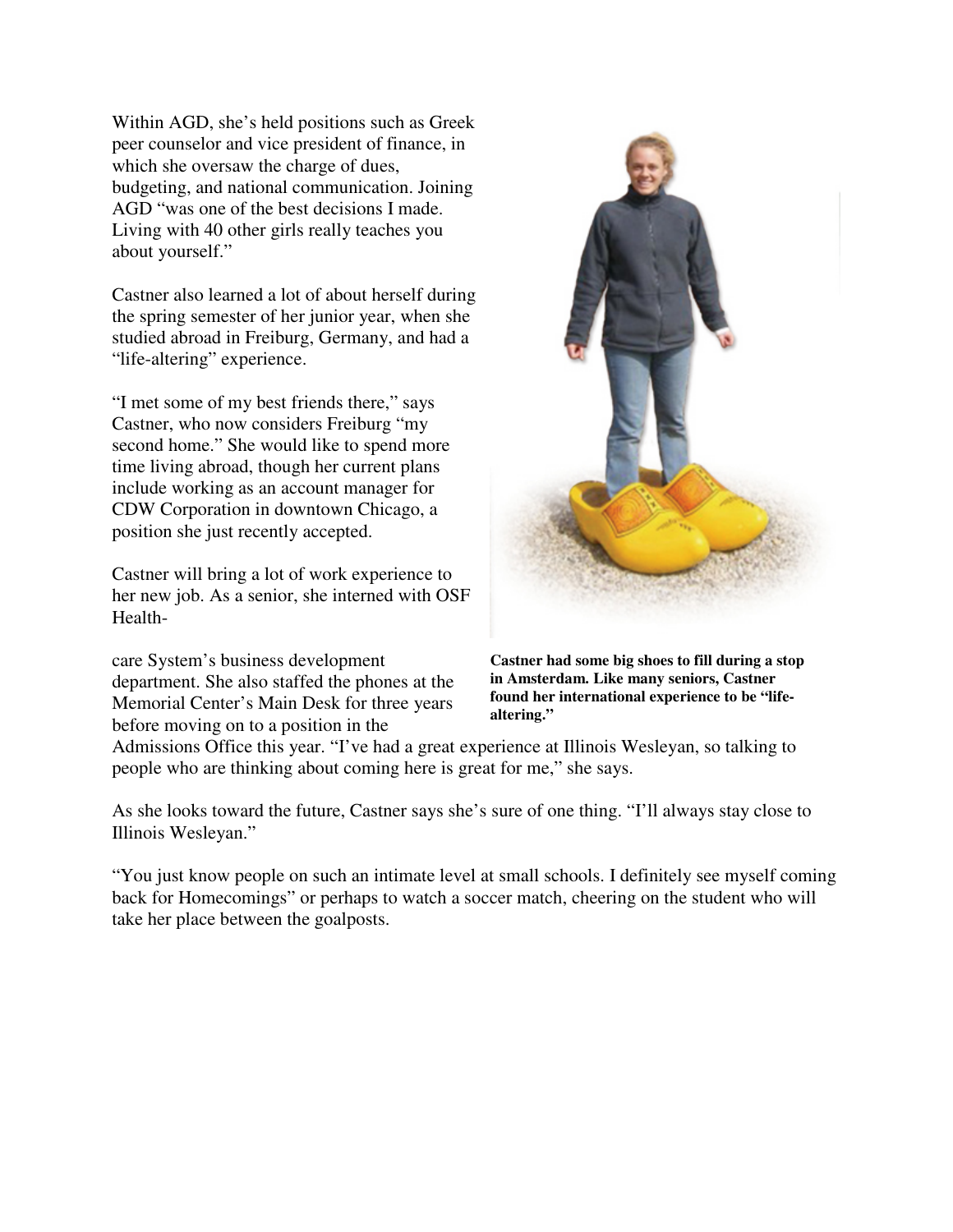Within AGD, she's held positions such as Greek peer counselor and vice president of finance, in which she oversaw the charge of dues, budgeting, and national communication. Joining AGD "was one of the best decisions I made. Living with 40 other girls really teaches you about yourself."

Castner also learned a lot of about herself during the spring semester of her junior year, when she studied abroad in Freiburg, Germany, and had a "life-altering" experience.

"I met some of my best friends there," says Castner, who now considers Freiburg "my second home." She would like to spend more time living abroad, though her current plans include working as an account manager for CDW Corporation in downtown Chicago, a position she just recently accepted.

Castner will bring a lot of work experience to her new job. As a senior, she interned with OSF Healthcare System's business development department. She also staffed the phones at the Memorial Center's Main Desk for three years before moving on to a position in the Admissions Office this year. "I've had a great experience at Illinois Wesleyan, so talking to people who are thinking about coming here is great for me," she says.

**Castner had some big shoes to fill during a stop in Amsterdam. Like many seniors, Castner found her international experience to be "life-altering."**

As she looks toward the future, Castner says she's sure of one thing. "I'll always stay close to Illinois Wesleyan."

"You just know people on such an intimate level at small schools. I definitely see myself coming back for Homecomings" or perhaps to watch a soccer match, cheering on the student who will take her place between the goalposts.